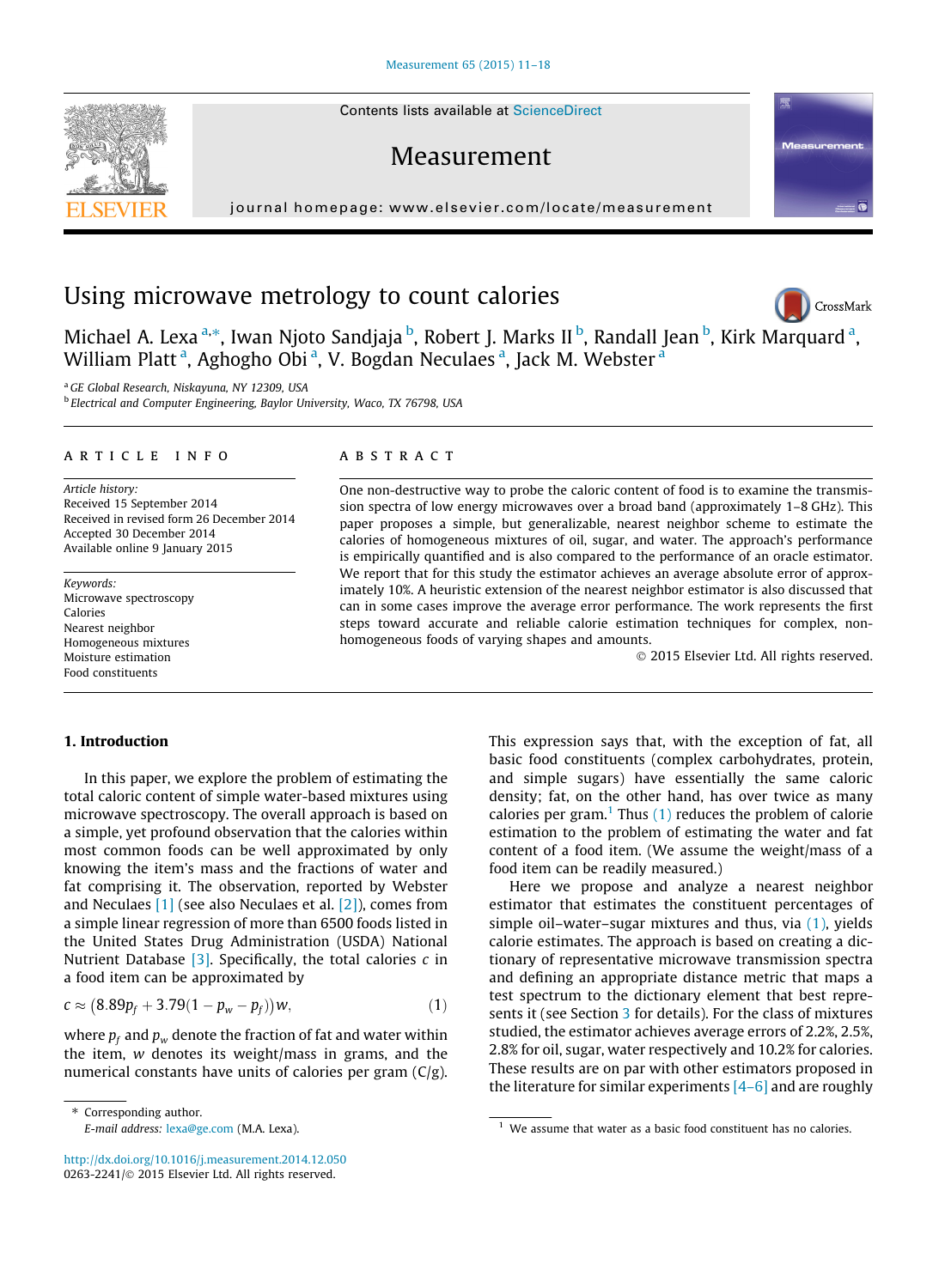# Using microwave metrology to count calories

Michael A. Lexa [a,*], Iwan Njoto Sandjaja [b], Robert J. Marks II [b], Randall Jean [b], Kirk Marquard [a], William Platt [a], Aghogho Obi [a], V. Bogdan Neculaes [a], Jack M. Webster [a]

[a] GE Global Research, Niskayuna, NY 12309, USA
[b] Electrical and Computer Engineering, Baylor University, Waco, TX 76798, USA

## ARTICLE INFO

*Article history:*
Received 15 September 2014
Received in revised form 26 December 2014
Accepted 30 December 2014
Available online 9 January 2015

*Keywords:*
Microwave spectroscopy
Calories
Nearest neighbor
Homogeneous mixtures
Moisture estimation
Food constituents

## ABSTRACT

One non-destructive way to probe the caloric content of food is to examine the transmission spectra of low energy microwaves over a broad band (approximately 1–8 GHz). This paper proposes a simple, but generalizable, nearest neighbor scheme to estimate the calories of homogeneous mixtures of oil, sugar, and water. The approach's performance is empirically quantified and is also compared to the performance of an oracle estimator. We report that for this study the estimator achieves an average absolute error of approximately 10%. A heuristic extension of the nearest neighbor estimator is also discussed that can in some cases improve the average error performance. The work represents the first steps toward accurate and reliable calorie estimation techniques for complex, non-homogeneous foods of varying shapes and amounts.

© 2015 Elsevier Ltd. All rights reserved.

## 1. Introduction

In this paper, we explore the problem of estimating the total caloric content of simple water-based mixtures using microwave spectroscopy. The overall approach is based on a simple, yet profound observation that the calories within most common foods can be well approximated by only knowing the item's mass and the fractions of water and fat comprising it. The observation, reported by Webster and Neculaes [1] (see also Neculaes et al. [2]), comes from a simple linear regression of more than 6500 foods listed in the United States Drug Administration (USDA) National Nutrient Database [3]. Specifically, the total calories $c$ in a food item can be approximated by

$$c \approx (8.89p_f + 3.79(1 - p_w - p_f))w, \tag{1}$$

where $p_f$ and $p_w$ denote the fraction of fat and water within the item, $w$ denotes its weight/mass in grams, and the numerical constants have units of calories per gram (C/g). This expression says that, with the exception of fat, all basic food constituents (complex carbohydrates, protein, and simple sugars) have essentially the same caloric density; fat, on the other hand, has over twice as many calories per gram.[1] Thus (1) reduces the problem of calorie estimation to the problem of estimating the water and fat content of a food item. (We assume the weight/mass of a food item can be readily measured.)

Here we propose and analyze a nearest neighbor estimator that estimates the constituent percentages of simple oil–water–sugar mixtures and thus, via (1), yields calorie estimates. The approach is based on creating a dictionary of representative microwave transmission spectra and defining an appropriate distance metric that maps a test spectrum to the dictionary element that best represents it (see Section 3 for details). For the class of mixtures studied, the estimator achieves average errors of 2.2%, 2.5%, 2.8% for oil, sugar, water respectively and 10.2% for calories. These results are on par with other estimators proposed in the literature for similar experiments [4–6] and are roughly

\* Corresponding author.
E-mail address: lexa@ge.com (M.A. Lexa).

[1] We assume that water as a basic food constituent has no calories.

http://dx.doi.org/10.1016/j.measurement.2014.12.050
0263-2241/© 2015 Elsevier Ltd. All rights reserved.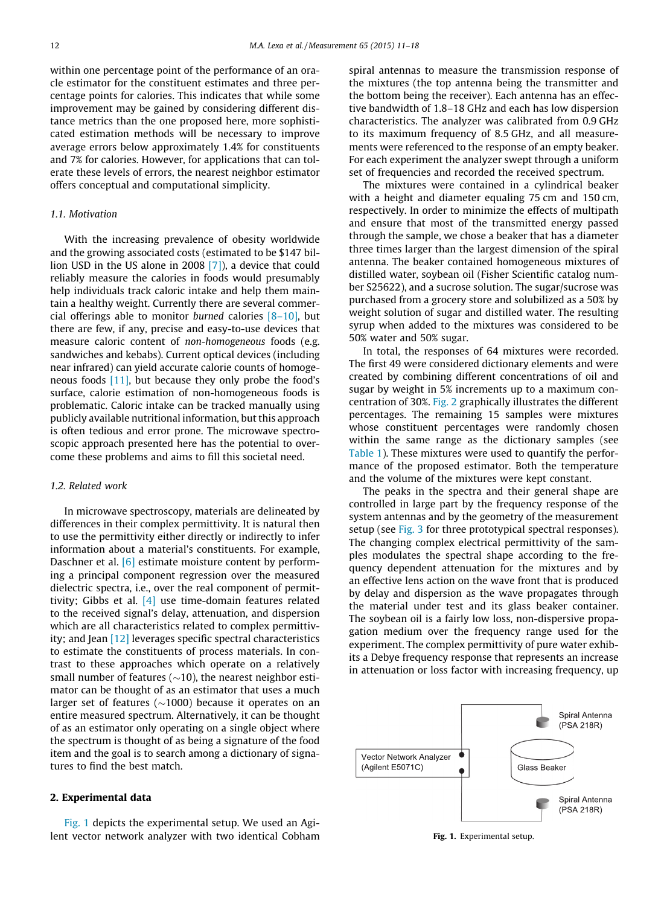within one percentage point of the performance of an oracle estimator for the constituent estimates and three percentage points for calories. This indicates that while some improvement may be gained by considering different distance metrics than the one proposed here, more sophisticated estimation methods will be necessary to improve average errors below approximately 1.4% for constituents and 7% for calories. However, for applications that can tolerate these levels of errors, the nearest neighbor estimator offers conceptual and computational simplicity.

### 1.1. Motivation

With the increasing prevalence of obesity worldwide and the growing associated costs (estimated to be $147 billion USD in the US alone in 2008 [7]), a device that could reliably measure the calories in foods would presumably help individuals track caloric intake and help them maintain a healthy weight. Currently there are several commercial offerings able to monitor *burned* calories [8–10], but there are few, if any, precise and easy-to-use devices that measure caloric content of *non-homogeneous* foods (e.g. sandwiches and kebabs). Current optical devices (including near infrared) can yield accurate calorie counts of homogeneous foods [11], but because they only probe the food's surface, calorie estimation of non-homogeneous foods is problematic. Caloric intake can be tracked manually using publicly available nutritional information, but this approach is often tedious and error prone. The microwave spectroscopic approach presented here has the potential to overcome these problems and aims to fill this societal need.

### 1.2. Related work

In microwave spectroscopy, materials are delineated by differences in their complex permittivity. It is natural then to use the permittivity either directly or indirectly to infer information about a material's constituents. For example, Daschner et al. [6] estimate moisture content by performing a principal component regression over the measured dielectric spectra, i.e., over the real component of permittivity; Gibbs et al. [4] use time-domain features related to the received signal's delay, attenuation, and dispersion which are all characteristics related to complex permittivity; and Jean [12] leverages specific spectral characteristics to estimate the constituents of process materials. In contrast to these approaches which operate on a relatively small number of features (~10), the nearest neighbor estimator can be thought of as an estimator that uses a much larger set of features (~1000) because it operates on an entire measured spectrum. Alternatively, it can be thought of as an estimator only operating on a single object where the spectrum is thought of as being a signature of the food item and the goal is to search among a dictionary of signatures to find the best match.

## 2. Experimental data

Fig. 1 depicts the experimental setup. We used an Agilent vector network analyzer with two identical Cobham spiral antennas to measure the transmission response of the mixtures (the top antenna being the transmitter and the bottom being the receiver). Each antenna has an effective bandwidth of 1.8–18 GHz and each has low dispersion characteristics. The analyzer was calibrated from 0.9 GHz to its maximum frequency of 8.5 GHz, and all measurements were referenced to the response of an empty beaker. For each experiment the analyzer swept through a uniform set of frequencies and recorded the received spectrum.

The mixtures were contained in a cylindrical beaker with a height and diameter equaling 75 cm and 150 cm, respectively. In order to minimize the effects of multipath and ensure that most of the transmitted energy passed through the sample, we chose a beaker that has a diameter three times larger than the largest dimension of the spiral antenna. The beaker contained homogeneous mixtures of distilled water, soybean oil (Fisher Scientific catalog number S25622), and a sucrose solution. The sugar/sucrose was purchased from a grocery store and solubilized as a 50% by weight solution of sugar and distilled water. The resulting syrup when added to the mixtures was considered to be 50% water and 50% sugar.

In total, the responses of 64 mixtures were recorded. The first 49 were considered dictionary elements and were created by combining different concentrations of oil and sugar by weight in 5% increments up to a maximum concentration of 30%. Fig. 2 graphically illustrates the different percentages. The remaining 15 samples were mixtures whose constituent percentages were randomly chosen within the same range as the dictionary samples (see Table 1). These mixtures were used to quantify the performance of the proposed estimator. Both the temperature and the volume of the mixtures were kept constant.

The peaks in the spectra and their general shape are controlled in large part by the frequency response of the system antennas and by the geometry of the measurement setup (see Fig. 3 for three prototypical spectral responses). The changing complex electrical permittivity of the samples modulates the spectral shape according to the frequency dependent attenuation for the mixtures and by an effective lens action on the wave front that is produced by delay and dispersion as the wave propagates through the material under test and its glass beaker container. The soybean oil is a fairly low loss, non-dispersive propagation medium over the frequency range used for the experiment. The complex permittivity of pure water exhibits a Debye frequency response that represents an increase in attenuation or loss factor with increasing frequency, up

Vector Network Analyzer (Agilent E5071C) | Spiral Antenna (PSA 218R) | Glass Beaker | Spiral Antenna (PSA 218R)

**Fig. 1.** Experimental setup.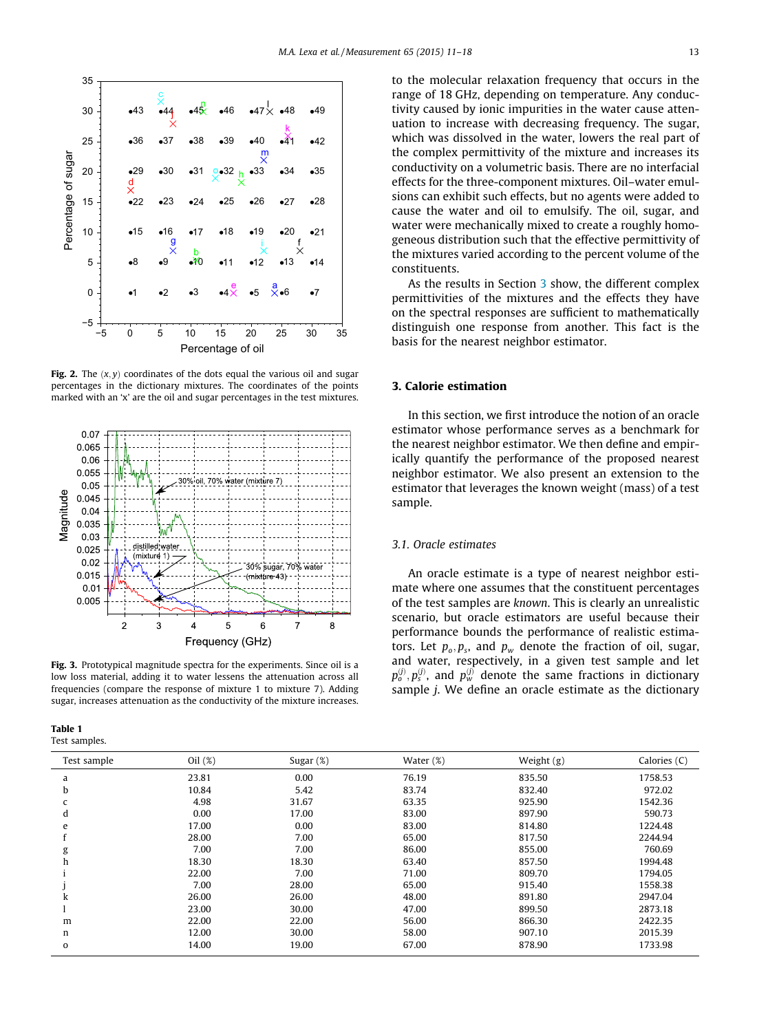Fig. 2. The $(x, y)$ coordinates of the dots equal the various oil and sugar percentages in the dictionary mixtures. The coordinates of the points marked with an 'x' are the oil and sugar percentages in the test mixtures.

Fig. 3. Prototypical magnitude spectra for the experiments. Since oil is a low loss material, adding it to water lessens the attenuation across all frequencies (compare the response of mixture 1 to mixture 7). Adding sugar, increases attenuation as the conductivity of the mixture increases.

**Table 1**
Test samples.

| Test sample | Oil (%) | Sugar (%) | Water (%) | Weight (g) | Calories (C) |
|---|---|---|---|---|---|
| a | 23.81 | 0.00 | 76.19 | 835.50 | 1758.53 |
| b | 10.84 | 5.42 | 83.74 | 832.40 | 972.02 |
| c | 4.98 | 31.67 | 63.35 | 925.90 | 1542.36 |
| d | 0.00 | 17.00 | 83.00 | 897.90 | 590.73 |
| e | 17.00 | 0.00 | 83.00 | 814.80 | 1224.48 |
| f | 28.00 | 7.00 | 65.00 | 817.50 | 2244.94 |
| g | 7.00 | 7.00 | 86.00 | 855.00 | 760.69 |
| h | 18.30 | 18.30 | 63.40 | 857.50 | 1994.48 |
| i | 22.00 | 7.00 | 71.00 | 809.70 | 1794.05 |
| j | 7.00 | 28.00 | 65.00 | 915.40 | 1558.38 |
| k | 26.00 | 26.00 | 48.00 | 891.80 | 2947.04 |
| l | 23.00 | 30.00 | 47.00 | 899.50 | 2873.18 |
| m | 22.00 | 22.00 | 56.00 | 866.30 | 2422.35 |
| n | 12.00 | 30.00 | 58.00 | 907.10 | 2015.39 |
| o | 14.00 | 19.00 | 67.00 | 878.90 | 1733.98 |

to the molecular relaxation frequency that occurs in the range of 18 GHz, depending on temperature. Any conductivity caused by ionic impurities in the water cause attenuation to increase with decreasing frequency. The sugar, which was dissolved in the water, lowers the real part of the complex permittivity of the mixture and increases its conductivity on a volumetric basis. There are no interfacial effects for the three-component mixtures. Oil–water emulsions can exhibit such effects, but no agents were added to cause the water and oil to emulsify. The oil, sugar, and water were mechanically mixed to create a roughly homogeneous distribution such that the effective permittivity of the mixtures varied according to the percent volume of the constituents.

As the results in Section 3 show, the different complex permittivities of the mixtures and the effects they have on the spectral responses are sufficient to mathematically distinguish one response from another. This fact is the basis for the nearest neighbor estimator.

## 3. Calorie estimation

In this section, we first introduce the notion of an oracle estimator whose performance serves as a benchmark for the nearest neighbor estimator. We then define and empirically quantify the performance of the proposed nearest neighbor estimator. We also present an extension to the estimator that leverages the known weight (mass) of a test sample.

### 3.1. Oracle estimates

An oracle estimate is a type of nearest neighbor estimate where one assumes that the constituent percentages of the test samples are *known*. This is clearly an unrealistic scenario, but oracle estimators are useful because their performance bounds the performance of realistic estimators. Let $p_o, p_s$, and $p_w$ denote the fraction of oil, sugar, and water, respectively, in a given test sample and let $p_o^{(j)}, p_s^{(j)}$, and $p_w^{(j)}$ denote the same fractions in dictionary sample $j$. We define an oracle estimate as the dictionary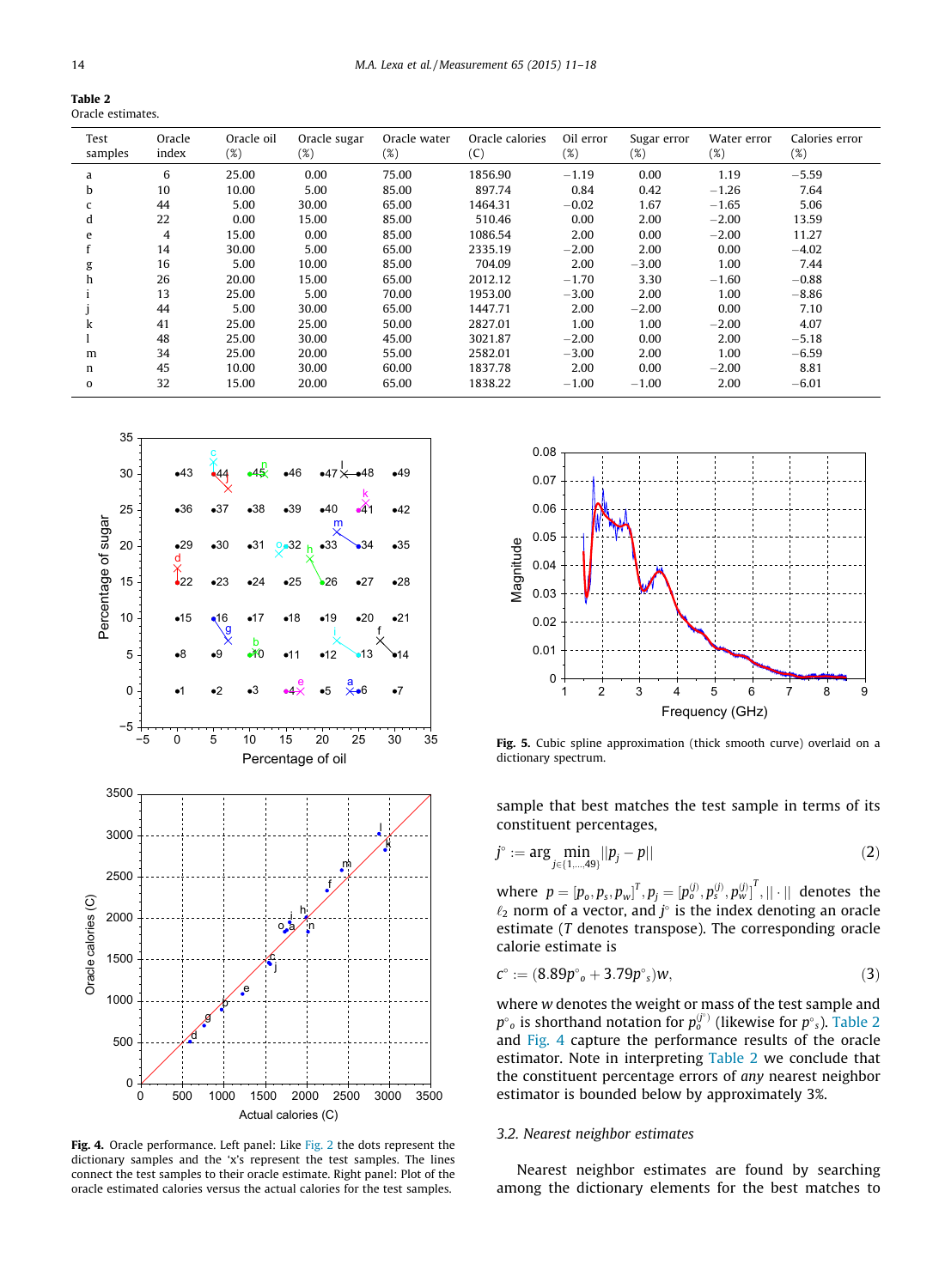**Table 2**
Oracle estimates.

| Test samples | Oracle index | Oracle oil (%) | Oracle sugar (%) | Oracle water (%) | Oracle calories (C) | Oil error (%) | Sugar error (%) | Water error (%) | Calories error (%) |
|---|---|---|---|---|---|---|---|---|---|
| a | 6 | 25.00 | 0.00 | 75.00 | 1856.90 | −1.19 | 0.00 | 1.19 | −5.59 |
| b | 10 | 10.00 | 5.00 | 85.00 | 897.74 | 0.84 | 0.42 | −1.26 | 7.64 |
| c | 44 | 5.00 | 30.00 | 65.00 | 1464.31 | −0.02 | 1.67 | −1.65 | 5.06 |
| d | 22 | 0.00 | 15.00 | 85.00 | 510.46 | 0.00 | 2.00 | −2.00 | 13.59 |
| e | 4 | 15.00 | 0.00 | 85.00 | 1086.54 | 2.00 | 0.00 | −2.00 | 11.27 |
| f | 14 | 30.00 | 5.00 | 65.00 | 2335.19 | −2.00 | 2.00 | 0.00 | −4.02 |
| g | 16 | 5.00 | 10.00 | 85.00 | 704.09 | 2.00 | −3.00 | 1.00 | 7.44 |
| h | 26 | 20.00 | 15.00 | 65.00 | 2012.12 | −1.70 | 3.30 | −1.60 | −0.88 |
| i | 13 | 25.00 | 5.00 | 70.00 | 1953.00 | −3.00 | 2.00 | 1.00 | −8.86 |
| j | 44 | 5.00 | 30.00 | 65.00 | 1447.71 | 2.00 | −2.00 | 0.00 | 7.10 |
| k | 41 | 25.00 | 25.00 | 50.00 | 2827.01 | 1.00 | 1.00 | −2.00 | 4.07 |
| l | 48 | 25.00 | 30.00 | 45.00 | 3021.87 | −2.00 | 0.00 | 2.00 | −5.18 |
| m | 34 | 25.00 | 20.00 | 55.00 | 2582.01 | −3.00 | 2.00 | 1.00 | −6.59 |
| n | 45 | 10.00 | 30.00 | 60.00 | 1837.78 | 2.00 | 0.00 | −2.00 | 8.81 |
| o | 32 | 15.00 | 20.00 | 65.00 | 1838.22 | −1.00 | −1.00 | 2.00 | −6.01 |

**Fig. 4.** Oracle performance. Left panel: Like Fig. 2 the dots represent the dictionary samples and the 'x's represent the test samples. The lines connect the test samples to their oracle estimate. Right panel: Plot of the oracle estimated calories versus the actual calories for the test samples.

**Fig. 5.** Cubic spline approximation (thick smooth curve) overlaid on a dictionary spectrum.

sample that best matches the test sample in terms of its constituent percentages,

$$j^{\circ} := \arg \min_{j \in \{1,\ldots,49\}} \|p_j - p\| \tag{2}$$

where $p = [p_o, p_s, p_w]^T, p_j = [p_o^{(j)}, p_s^{(j)}, p_w^{(j)}]^T$, $\|\cdot\|$ denotes the $\ell_2$ norm of a vector, and $j^{\circ}$ is the index denoting an oracle estimate ($T$ denotes transpose). The corresponding oracle calorie estimate is

$$c^{\circ} := (8.89p^{\circ}_o + 3.79p^{\circ}_s)w, \tag{3}$$

where $w$ denotes the weight or mass of the test sample and $p^{\circ}_o$ is shorthand notation for $p_o^{(j^{\circ})}$ (likewise for $p^{\circ}_s$). Table 2 and Fig. 4 capture the performance results of the oracle estimator. Note in interpreting Table 2 we conclude that the constituent percentage errors of *any* nearest neighbor estimator is bounded below by approximately 3%.

### 3.2. Nearest neighbor estimates

Nearest neighbor estimates are found by searching among the dictionary elements for the best matches to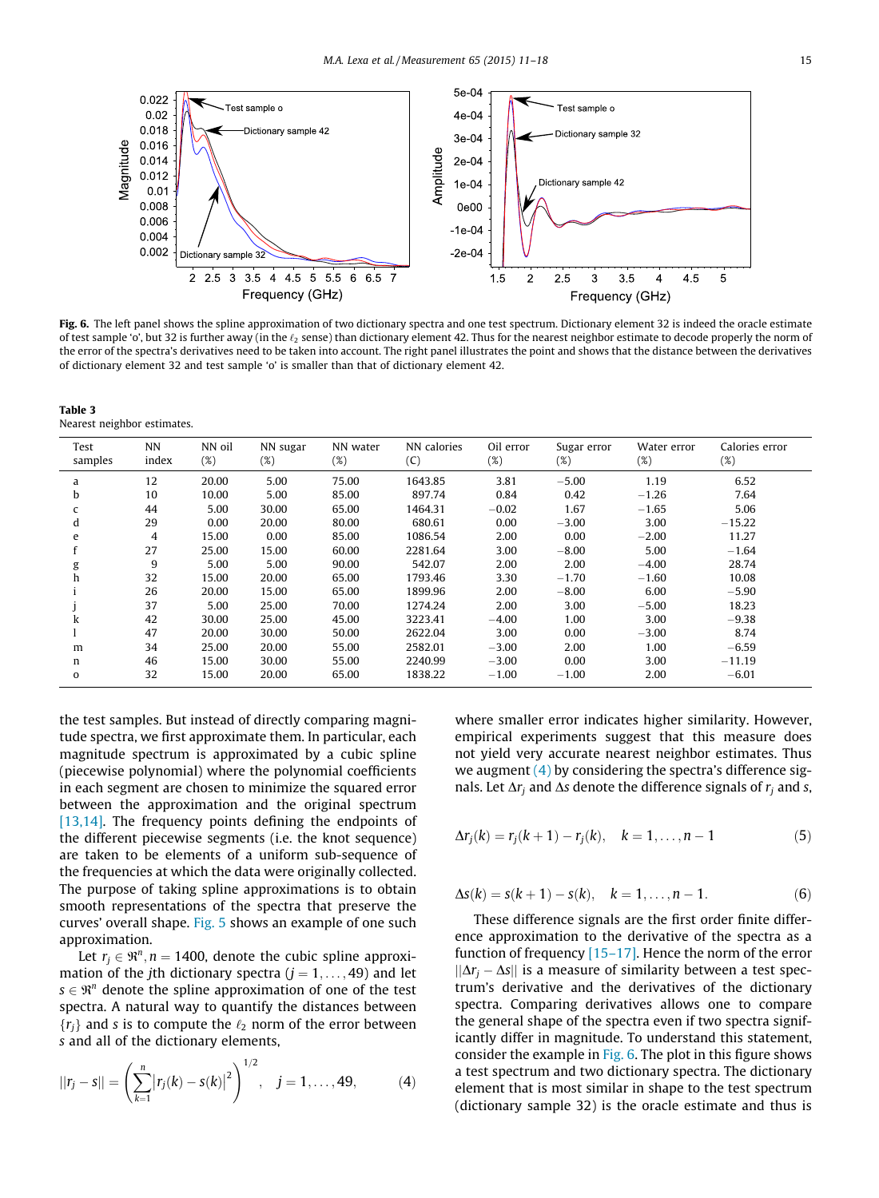**Fig. 6.** The left panel shows the spline approximation of two dictionary spectra and one test spectrum. Dictionary element 32 is indeed the oracle estimate of test sample 'o', but 32 is further away (in the $\ell_2$ sense) than dictionary element 42. Thus for the nearest neighbor estimate to decode properly the norm of the error of the spectra's derivatives need to be taken into account. The right panel illustrates the point and shows that the distance between the derivatives of dictionary element 32 and test sample 'o' is smaller than that of dictionary element 42.

**Table 3**
Nearest neighbor estimates.

| Test samples | NN index | NN oil (%) | NN sugar (%) | NN water (%) | NN calories (C) | Oil error (%) | Sugar error (%) | Water error (%) | Calories error (%) |
|---|---|---|---|---|---|---|---|---|---|
| a | 12 | 20.00 | 5.00 | 75.00 | 1643.85 | 3.81 | −5.00 | 1.19 | 6.52 |
| b | 10 | 10.00 | 5.00 | 85.00 | 897.74 | 0.84 | 0.42 | −1.26 | 7.64 |
| c | 44 | 5.00 | 30.00 | 65.00 | 1464.31 | −0.02 | 1.67 | −1.65 | 5.06 |
| d | 29 | 0.00 | 20.00 | 80.00 | 680.61 | 0.00 | −3.00 | 3.00 | −15.22 |
| e | 4 | 15.00 | 0.00 | 85.00 | 1086.54 | 2.00 | 0.00 | −2.00 | 11.27 |
| f | 27 | 25.00 | 15.00 | 60.00 | 2281.64 | 3.00 | −8.00 | 5.00 | −1.64 |
| g | 9 | 5.00 | 5.00 | 90.00 | 542.07 | 2.00 | 2.00 | −4.00 | 28.74 |
| h | 32 | 15.00 | 20.00 | 65.00 | 1793.46 | 3.30 | −1.70 | −1.60 | 10.08 |
| i | 26 | 20.00 | 15.00 | 65.00 | 1899.96 | 2.00 | −8.00 | 6.00 | −5.90 |
| j | 37 | 5.00 | 25.00 | 70.00 | 1274.24 | 2.00 | 3.00 | −5.00 | 18.23 |
| k | 42 | 30.00 | 25.00 | 45.00 | 3223.41 | −4.00 | 1.00 | 3.00 | −9.38 |
| l | 47 | 20.00 | 30.00 | 50.00 | 2622.04 | 3.00 | 0.00 | −3.00 | 8.74 |
| m | 34 | 25.00 | 20.00 | 55.00 | 2582.01 | −3.00 | 2.00 | 1.00 | −6.59 |
| n | 46 | 15.00 | 30.00 | 55.00 | 2240.99 | −3.00 | 0.00 | 3.00 | −11.19 |
| o | 32 | 15.00 | 20.00 | 65.00 | 1838.22 | −1.00 | −1.00 | 2.00 | −6.01 |

the test samples. But instead of directly comparing magnitude spectra, we first approximate them. In particular, each magnitude spectrum is approximated by a cubic spline (piecewise polynomial) where the polynomial coefficients in each segment are chosen to minimize the squared error between the approximation and the original spectrum [13,14]. The frequency points defining the endpoints of the different piecewise segments (i.e. the knot sequence) are taken to be elements of a uniform sub-sequence of the frequencies at which the data were originally collected. The purpose of taking spline approximations is to obtain smooth representations of the spectra that preserve the curves' overall shape. Fig. 5 shows an example of one such approximation.

Let $r_j \in \Re^n, n = 1400$, denote the cubic spline approximation of the $j$th dictionary spectra ($j = 1, \ldots, 49$) and let $s \in \Re^n$ denote the spline approximation of one of the test spectra. A natural way to quantify the distances between $\{r_j\}$ and $s$ is to compute the $\ell_2$ norm of the error between $s$ and all of the dictionary elements,

$$||r_j - s|| = \left( \sum_{k=1}^{n} |r_j(k) - s(k)|^2 \right)^{1/2}, \quad j = 1, \ldots, 49, \tag{4}$$

where smaller error indicates higher similarity. However, empirical experiments suggest that this measure does not yield very accurate nearest neighbor estimates. Thus we augment (4) by considering the spectra's difference signals. Let $\Delta r_j$ and $\Delta s$ denote the difference signals of $r_j$ and $s$,

$$\Delta r_j(k) = r_j(k+1) - r_j(k), \quad k = 1, \ldots, n-1 \tag{5}$$

$$\Delta s(k) = s(k+1) - s(k), \quad k = 1, \ldots, n-1. \tag{6}$$

These difference signals are the first order finite difference approximation to the derivative of the spectra as a function of frequency [15–17]. Hence the norm of the error $||\Delta r_j - \Delta s||$ is a measure of similarity between a test spectrum's derivative and the derivatives of the dictionary spectra. Comparing derivatives allows one to compare the general shape of the spectra even if two spectra significantly differ in magnitude. To understand this statement, consider the example in Fig. 6. The plot in this figure shows a test spectrum and two dictionary spectra. The dictionary element that is most similar in shape to the test spectrum (dictionary sample 32) is the oracle estimate and thus is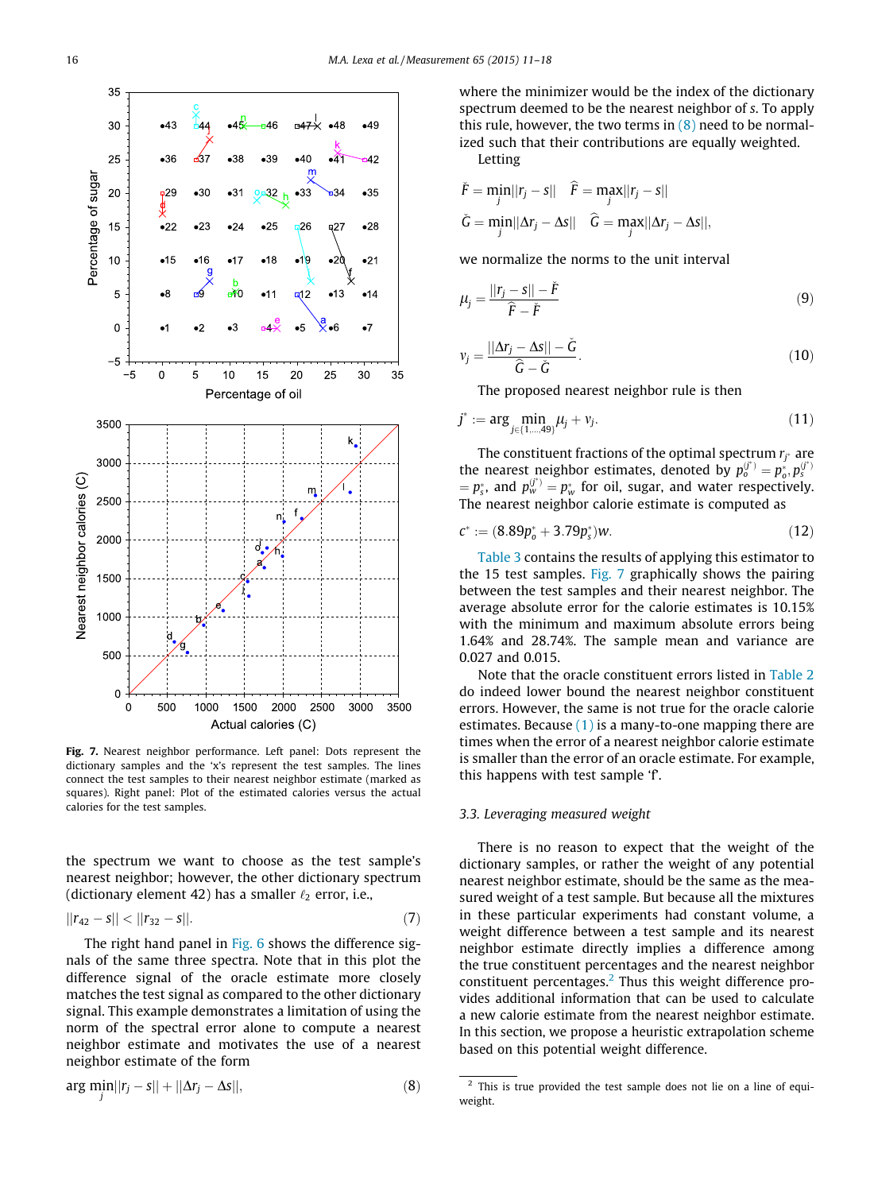Fig. 7. Nearest neighbor performance. Left panel: Dots represent the dictionary samples and the 'x's represent the test samples. The lines connect the test samples to their nearest neighbor estimate (marked as squares). Right panel: Plot of the estimated calories versus the actual calories for the test samples.

the spectrum we want to choose as the test sample's nearest neighbor; however, the other dictionary spectrum (dictionary element 42) has a smaller $\ell_2$ error, i.e.,

$$||r_{42} - s|| < ||r_{32} - s||. \tag{7}$$

The right hand panel in Fig. 6 shows the difference signals of the same three spectra. Note that in this plot the difference signal of the oracle estimate more closely matches the test signal as compared to the other dictionary signal. This example demonstrates a limitation of using the norm of the spectral error alone to compute a nearest neighbor estimate and motivates the use of a nearest neighbor estimate of the form

$$\arg\min_j ||r_j - s|| + ||\Delta r_j - \Delta s||, \tag{8}$$

where the minimizer would be the index of the dictionary spectrum deemed to be the nearest neighbor of $s$. To apply this rule, however, the two terms in (8) need to be normalized such that their contributions are equally weighted.

Letting

$$\check{F} = \min_j ||r_j - s|| \quad \hat{F} = \max_j ||r_j - s||$$

$$\check{G} = \min_j ||\Delta r_j - \Delta s|| \quad \hat{G} = \max_j ||\Delta r_j - \Delta s||,$$

we normalize the norms to the unit interval

$$\mu_j = \frac{||r_j - s|| - \check{F}}{\hat{F} - \check{F}} \tag{9}$$

$$\nu_j = \frac{||\Delta r_j - \Delta s|| - \check{G}}{\hat{G} - \check{G}}. \tag{10}$$

The proposed nearest neighbor rule is then

$$j^* := \arg\min_{j \in \{1,\ldots,49\}} \mu_j + \nu_j. \tag{11}$$

The constituent fractions of the optimal spectrum $r_{j^*}$ are the nearest neighbor estimates, denoted by $p_o^{(j^*)} = p_o^*$, $p_s^{(j^*)} = p_s^*$, and $p_w^{(j^*)} = p_w^*$ for oil, sugar, and water respectively. The nearest neighbor calorie estimate is computed as

$$c^* := (8.89p_o^* + 3.79p_s^*)w. \tag{12}$$

Table 3 contains the results of applying this estimator to the 15 test samples. Fig. 7 graphically shows the pairing between the test samples and their nearest neighbor. The average absolute error for the calorie estimates is 10.15% with the minimum and maximum absolute errors being 1.64% and 28.74%. The sample mean and variance are 0.027 and 0.015.

Note that the oracle constituent errors listed in Table 2 do indeed lower bound the nearest neighbor constituent errors. However, the same is not true for the oracle calorie estimates. Because (1) is a many-to-one mapping there are times when the error of a nearest neighbor calorie estimate is smaller than the error of an oracle estimate. For example, this happens with test sample 'f'.

### 3.3. Leveraging measured weight

There is no reason to expect that the weight of the dictionary samples, or rather the weight of any potential nearest neighbor estimate, should be the same as the measured weight of a test sample. But because all the mixtures in these particular experiments had constant volume, a weight difference between a test sample and its nearest neighbor estimate directly implies a difference among the true constituent percentages and the nearest neighbor constituent percentages.[2] Thus this weight difference provides additional information that can be used to calculate a new calorie estimate from the nearest neighbor estimate. In this section, we propose a heuristic extrapolation scheme based on this potential weight difference.

[2] This is true provided the test sample does not lie on a line of equi-weight.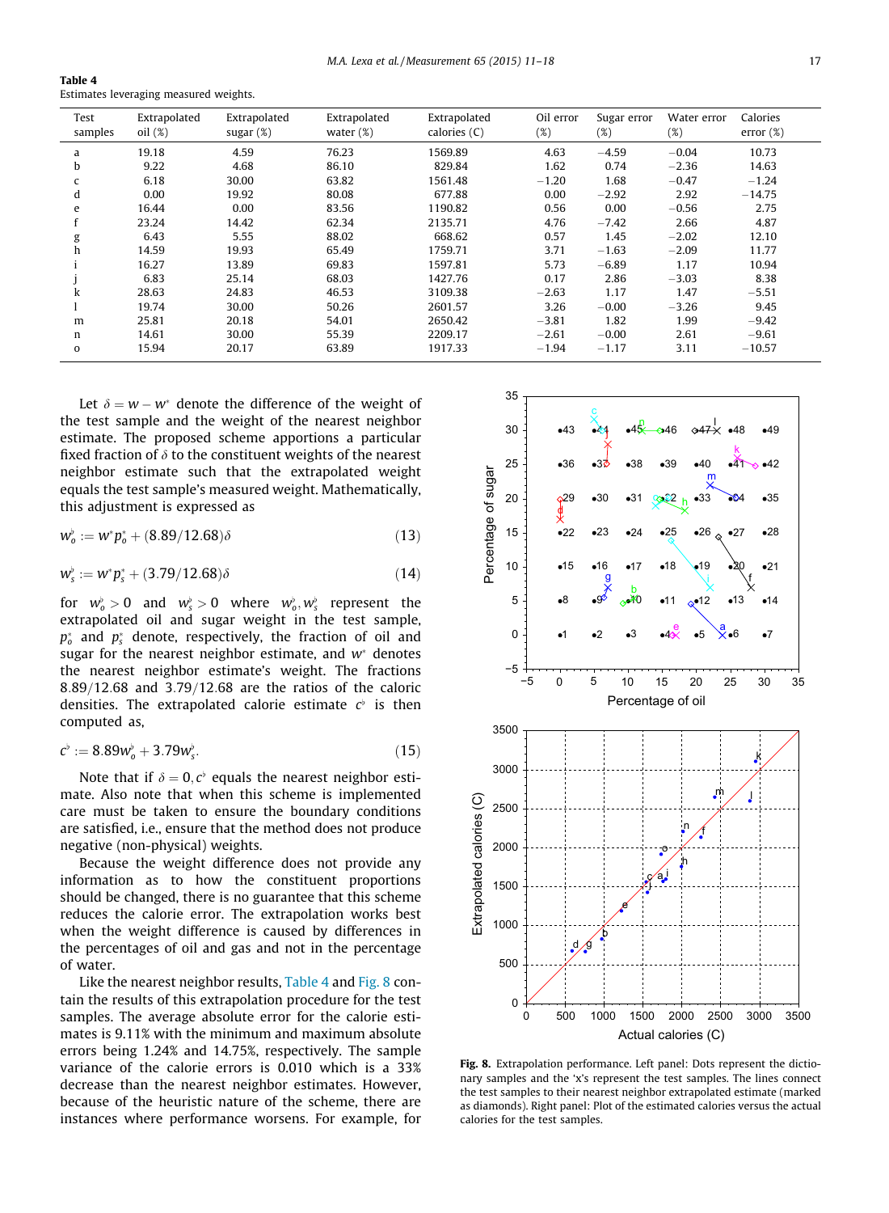**Table 4**
Estimates leveraging measured weights.

| Test samples | Extrapolated oil (%) | Extrapolated sugar (%) | Extrapolated water (%) | Extrapolated calories (C) | Oil error (%) | Sugar error (%) | Water error (%) | Calories error (%) |
|---|---|---|---|---|---|---|---|---|
| a | 19.18 | 4.59 | 76.23 | 1569.89 | 4.63 | −4.59 | −0.04 | 10.73 |
| b | 9.22 | 4.68 | 86.10 | 829.84 | 1.62 | 0.74 | −2.36 | 14.63 |
| c | 6.18 | 30.00 | 63.82 | 1561.48 | −1.20 | 1.68 | −0.47 | −1.24 |
| d | 0.00 | 19.92 | 80.08 | 677.88 | 0.00 | −2.92 | 2.92 | −14.75 |
| e | 16.44 | 0.00 | 83.56 | 1190.82 | 0.56 | 0.00 | −0.56 | 2.75 |
| f | 23.24 | 14.42 | 62.34 | 2135.71 | 4.76 | −7.42 | 2.66 | 4.87 |
| g | 6.43 | 5.55 | 88.02 | 668.62 | 0.57 | 1.45 | −2.02 | 12.10 |
| h | 14.59 | 19.93 | 65.49 | 1759.71 | 3.71 | −1.63 | −2.09 | 11.77 |
| i | 16.27 | 13.89 | 69.83 | 1597.81 | 5.73 | −6.89 | 1.17 | 10.94 |
| j | 6.83 | 25.14 | 68.03 | 1427.76 | 0.17 | 2.86 | −3.03 | 8.38 |
| k | 28.63 | 24.83 | 46.53 | 3109.38 | −2.63 | 1.17 | 1.47 | −5.51 |
| l | 19.74 | 30.00 | 50.26 | 2601.57 | 3.26 | −0.00 | −3.26 | 9.45 |
| m | 25.81 | 20.18 | 54.01 | 2650.42 | −3.81 | 1.82 | 1.99 | −9.42 |
| n | 14.61 | 30.00 | 55.39 | 2209.17 | −2.61 | −0.00 | 2.61 | −9.61 |
| o | 15.94 | 20.17 | 63.89 | 1917.33 | −1.94 | −1.17 | 3.11 | −10.57 |

Let $\delta = w - w^*$ denote the difference of the weight of the test sample and the weight of the nearest neighbor estimate. The proposed scheme apportions a particular fixed fraction of $\delta$ to the constituent weights of the nearest neighbor estimate such that the extrapolated weight equals the test sample's measured weight. Mathematically, this adjustment is expressed as

$$w_o^\flat := w^* p_o^* + (8.89/12.68)\delta \tag{13}$$

$$w_s^\flat := w^* p_s^* + (3.79/12.68)\delta \tag{14}$$

for $w_o^\flat > 0$ and $w_s^\flat > 0$ where $w_o^\flat, w_s^\flat$ represent the extrapolated oil and sugar weight in the test sample, $p_o^*$ and $p_s^*$ denote, respectively, the fraction of oil and sugar for the nearest neighbor estimate, and $w^*$ denotes the nearest neighbor estimate's weight. The fractions 8.89/12.68 and 3.79/12.68 are the ratios of the caloric densities. The extrapolated calorie estimate $c^\flat$ is then computed as,

$$c^\flat := 8.89 w_o^\flat + 3.79 w_s^\flat. \tag{15}$$

Note that if $\delta = 0$, $c^\flat$ equals the nearest neighbor estimate. Also note that when this scheme is implemented care must be taken to ensure the boundary conditions are satisfied, i.e., ensure that the method does not produce negative (non-physical) weights.

Because the weight difference does not provide any information as to how the constituent proportions should be changed, there is no guarantee that this scheme reduces the calorie error. The extrapolation works best when the weight difference is caused by differences in the percentages of oil and gas and not in the percentage of water.

Like the nearest neighbor results, Table 4 and Fig. 8 contain the results of this extrapolation procedure for the test samples. The average absolute error for the calorie estimates is 9.11% with the minimum and maximum absolute errors being 1.24% and 14.75%, respectively. The sample variance of the calorie errors is 0.010 which is a 33% decrease than the nearest neighbor estimates. However, because of the heuristic nature of the scheme, there are instances where performance worsens. For example, for

**Fig. 8.** Extrapolation performance. Left panel: Dots represent the dictionary samples and the 'x's represent the test samples. The lines connect the test samples to their nearest neighbor extrapolated estimate (marked as diamonds). Right panel: Plot of the estimated calories versus the actual calories for the test samples.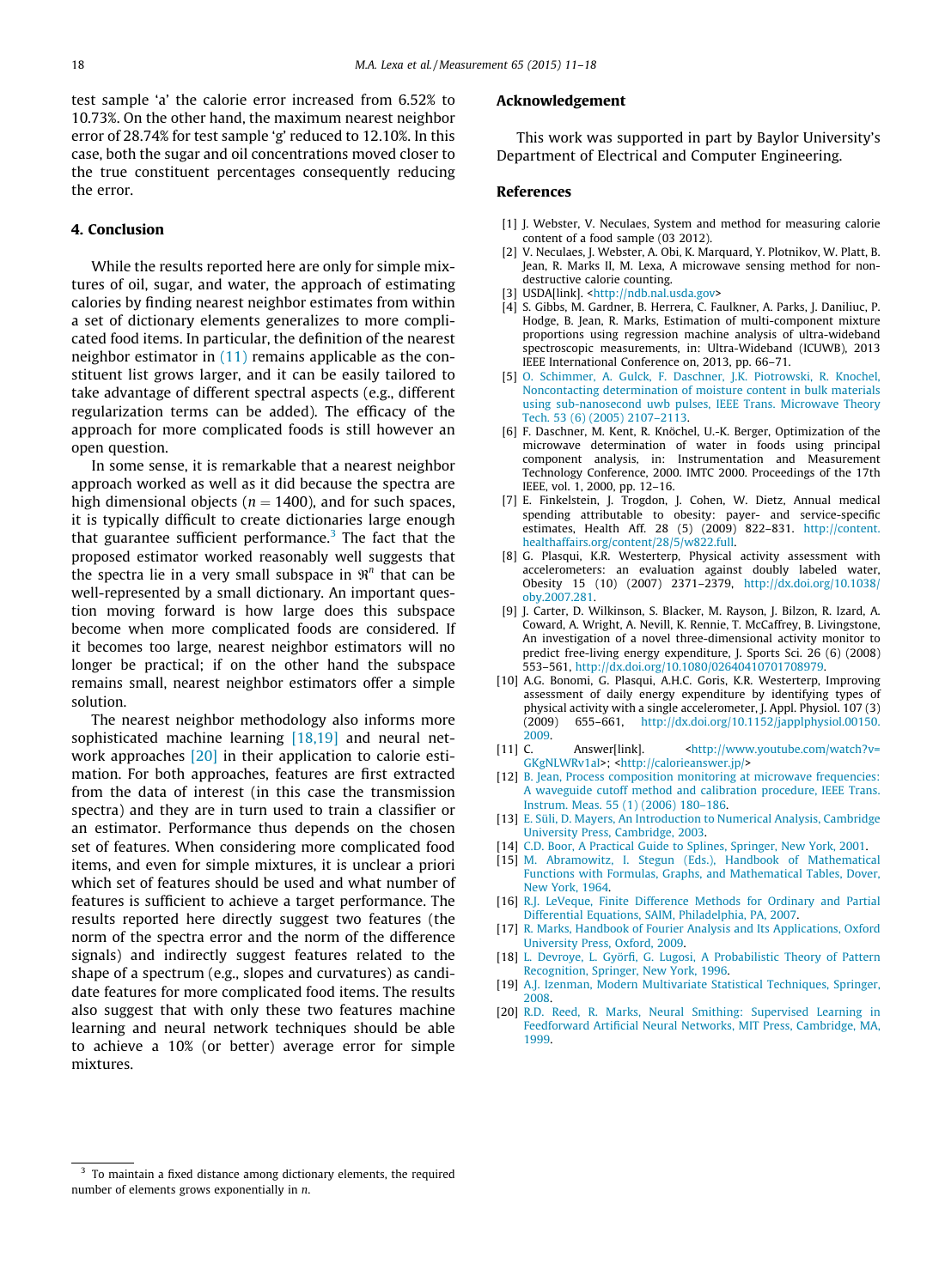test sample 'a' the calorie error increased from 6.52% to 10.73%. On the other hand, the maximum nearest neighbor error of 28.74% for test sample 'g' reduced to 12.10%. In this case, both the sugar and oil concentrations moved closer to the true constituent percentages consequently reducing the error.

## 4. Conclusion

While the results reported here are only for simple mixtures of oil, sugar, and water, the approach of estimating calories by finding nearest neighbor estimates from within a set of dictionary elements generalizes to more complicated food items. In particular, the definition of the nearest neighbor estimator in (11) remains applicable as the constituent list grows larger, and it can be easily tailored to take advantage of different spectral aspects (e.g., different regularization terms can be added). The efficacy of the approach for more complicated foods is still however an open question.

In some sense, it is remarkable that a nearest neighbor approach worked as well as it did because the spectra are high dimensional objects ($n = 1400$), and for such spaces, it is typically difficult to create dictionaries large enough that guarantee sufficient performance.[3] The fact that the proposed estimator worked reasonably well suggests that the spectra lie in a very small subspace in $\Re^n$ that can be well-represented by a small dictionary. An important question moving forward is how large does this subspace become when more complicated foods are considered. If it becomes too large, nearest neighbor estimators will no longer be practical; if on the other hand the subspace remains small, nearest neighbor estimators offer a simple solution.

The nearest neighbor methodology also informs more sophisticated machine learning [18,19] and neural network approaches [20] in their application to calorie estimation. For both approaches, features are first extracted from the data of interest (in this case the transmission spectra) and they are in turn used to train a classifier or an estimator. Performance thus depends on the chosen set of features. When considering more complicated food items, and even for simple mixtures, it is unclear a priori which set of features should be used and what number of features is sufficient to achieve a target performance. The results reported here directly suggest two features (the norm of the spectra error and the norm of the difference signals) and indirectly suggest features related to the shape of a spectrum (e.g., slopes and curvatures) as candidate features for more complicated food items. The results also suggest that with only these two features machine learning and neural network techniques should be able to achieve a 10% (or better) average error for simple mixtures.

[3] To maintain a fixed distance among dictionary elements, the required number of elements grows exponentially in $n$.

## Acknowledgement

This work was supported in part by Baylor University's Department of Electrical and Computer Engineering.

## References

[1] J. Webster, V. Neculaes, System and method for measuring calorie content of a food sample (03 2012).

[2] V. Neculaes, J. Webster, A. Obi, K. Marquard, Y. Plotnikov, W. Platt, B. Jean, R. Marks II, M. Lexa, A microwave sensing method for non-destructive calorie counting.

[3] USDA[link]. <http://ndb.nal.usda.gov>

[4] S. Gibbs, M. Gardner, B. Herrera, C. Faulkner, A. Parks, J. Daniliuc, P. Hodge, B. Jean, R. Marks, Estimation of multi-component mixture proportions using regression machine analysis of ultra-wideband spectroscopic measurements, in: Ultra-Wideband (ICUWB), 2013 IEEE International Conference on, 2013, pp. 66–71.

[5] O. Schimmer, A. Gulck, F. Daschner, J.K. Piotrowski, R. Knochel, Noncontacting determination of moisture content in bulk materials using sub-nanosecond uwb pulses, IEEE Trans. Microwave Theory Tech. 53 (6) (2005) 2107–2113.

[6] F. Daschner, M. Kent, R. Knöchel, U.-K. Berger, Optimization of the microwave determination of water in foods using principal component analysis, in: Instrumentation and Measurement Technology Conference, 2000. IMTC 2000. Proceedings of the 17th IEEE, vol. 1, 2000, pp. 12–16.

[7] E. Finkelstein, J. Trogdon, J. Cohen, W. Dietz, Annual medical spending attributable to obesity: payer- and service-specific estimates, Health Aff. 28 (5) (2009) 822–831. http://content.healthaffairs.org/content/28/5/w822.full.

[8] G. Plasqui, K.R. Westerterp, Physical activity assessment with accelerometers: an evaluation against doubly labeled water, Obesity 15 (10) (2007) 2371–2379, http://dx.doi.org/10.1038/oby.2007.281.

[9] J. Carter, D. Wilkinson, S. Blacker, M. Rayson, J. Bilzon, R. Izard, A. Coward, A. Wright, A. Nevill, K. Rennie, T. McCaffrey, B. Livingstone, An investigation of a novel three-dimensional activity monitor to predict free-living energy expenditure, J. Sports Sci. 26 (6) (2008) 553–561, http://dx.doi.org/10.1080/02640410701708979.

[10] A.G. Bonomi, G. Plasqui, A.H.C. Goris, K.R. Westerterp, Improving assessment of daily energy expenditure by identifying types of physical activity with a single accelerometer, J. Appl. Physiol. 107 (3) (2009) 655–661, http://dx.doi.org/10.1152/japplphysiol.00150.2009.

[11] C. Answer[link]. <http://www.youtube.com/watch?v=GKgNLWRv1aI>; <http://calorieanswer.jp/>

[12] B. Jean, Process composition monitoring at microwave frequencies: A waveguide cutoff method and calibration procedure, IEEE Trans. Instrum. Meas. 55 (1) (2006) 180–186.

[13] E. Süli, D. Mayers, An Introduction to Numerical Analysis, Cambridge University Press, Cambridge, 2003.

[14] C.D. Boor, A Practical Guide to Splines, Springer, New York, 2001.

[15] M. Abramowitz, I. Stegun (Eds.), Handbook of Mathematical Functions with Formulas, Graphs, and Mathematical Tables, Dover, New York, 1964.

[16] R.J. LeVeque, Finite Difference Methods for Ordinary and Partial Differential Equations, SAIM, Philadelphia, PA, 2007.

[17] R. Marks, Handbook of Fourier Analysis and Its Applications, Oxford University Press, Oxford, 2009.

[18] L. Devroye, L. Györfi, G. Lugosi, A Probabilistic Theory of Pattern Recognition, Springer, New York, 1996.

[19] A.J. Izenman, Modern Multivariate Statistical Techniques, Springer, 2008.

[20] R.D. Reed, R. Marks, Neural Smithing: Supervised Learning in Feedforward Artificial Neural Networks, MIT Press, Cambridge, MA, 1999.